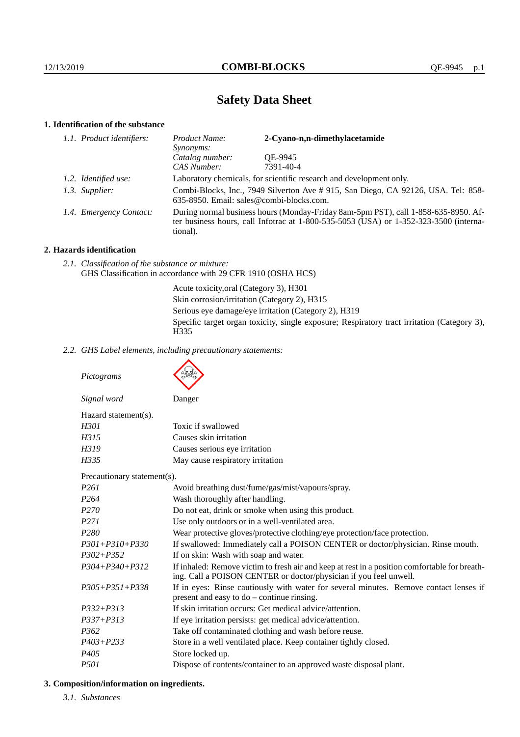# Safety Data Sheet

## 1. Identification of the substance

*1.1. Product identifiers:*

| | |
|---|---|
| *Product Name:* | **2-Cyano-n,n-dimethylacetamide** |
| *Synonyms:* | |
| *Catalog number:* | QE-9945 |
| *CAS Number:* | 7391-40-4 |

*1.2. Identified use:* Laboratory chemicals, for scientific research and development only.

*1.3. Supplier:* Combi-Blocks, Inc., 7949 Silverton Ave # 915, San Diego, CA 92126, USA. Tel: 858-635-8950. Email: sales@combi-blocks.com.

*1.4. Emergency Contact:* During normal business hours (Monday-Friday 8am-5pm PST), call 1-858-635-8950. After business hours, call Infotrac at 1-800-535-5053 (USA) or 1-352-323-3500 (international).

## 2. Hazards identification

*2.1. Classification of the substance or mixture:*
GHS Classification in accordance with 29 CFR 1910 (OSHA HCS)

Acute toxicity,oral (Category 3), H301
Skin corrosion/irritation (Category 2), H315
Serious eye damage/eye irritation (Category 2), H319
Specific target organ toxicity, single exposure; Respiratory tract irritation (Category 3), H335

*2.2. GHS Label elements, including precautionary statements:*

*Pictograms*

*Signal word* Danger

Hazard statement(s).

| | |
|---|---|
| *H301* | Toxic if swallowed |
| *H315* | Causes skin irritation |
| *H319* | Causes serious eye irritation |
| *H335* | May cause respiratory irritation |

Precautionary statement(s).

| | |
|---|---|
| *P261* | Avoid breathing dust/fume/gas/mist/vapours/spray. |
| *P264* | Wash thoroughly after handling. |
| *P270* | Do not eat, drink or smoke when using this product. |
| *P271* | Use only outdoors or in a well-ventilated area. |
| *P280* | Wear protective gloves/protective clothing/eye protection/face protection. |
| *P301+P310+P330* | If swallowed: Immediately call a POISON CENTER or doctor/physician. Rinse mouth. |
| *P302+P352* | If on skin: Wash with soap and water. |
| *P304+P340+P312* | If inhaled: Remove victim to fresh air and keep at rest in a position comfortable for breathing. Call a POISON CENTER or doctor/physician if you feel unwell. |
| *P305+P351+P338* | If in eyes: Rinse cautiously with water for several minutes. Remove contact lenses if present and easy to do – continue rinsing. |
| *P332+P313* | If skin irritation occurs: Get medical advice/attention. |
| *P337+P313* | If eye irritation persists: get medical advice/attention. |
| *P362* | Take off contaminated clothing and wash before reuse. |
| *P403+P233* | Store in a well ventilated place. Keep container tightly closed. |
| *P405* | Store locked up. |
| *P501* | Dispose of contents/container to an approved waste disposal plant. |

## 3. Composition/information on ingredients.

*3.1. Substances*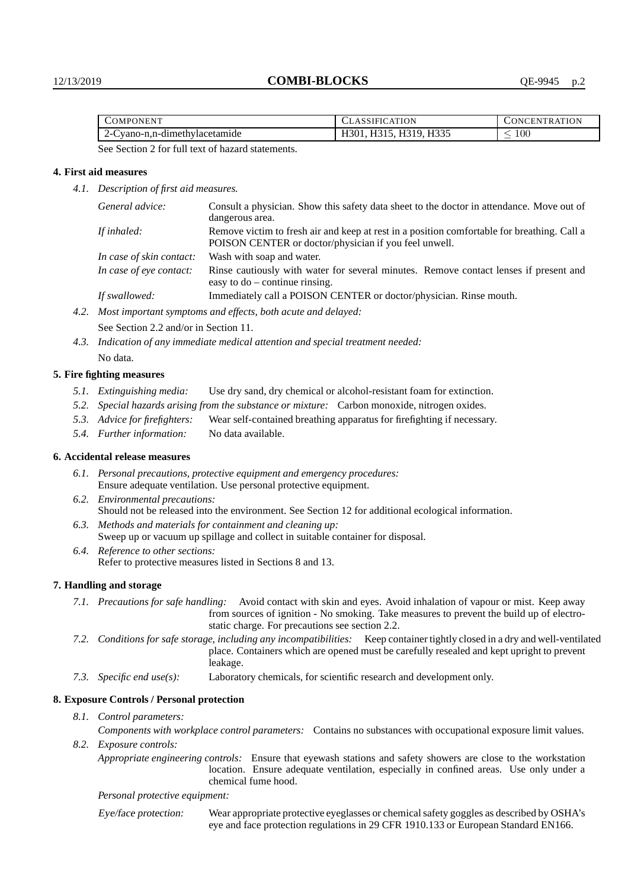| Component | Classification | Concentration |
| --- | --- | --- |
| 2-Cyano-n,n-dimethylacetamide | H301, H315, H319, H335 | $\leq 100$ |

See Section 2 for full text of hazard statements.

## 4. First aid measures

*4.1. Description of first aid measures.*

| | |
| --- | --- |
| *General advice:* | Consult a physician. Show this safety data sheet to the doctor in attendance. Move out of dangerous area. |
| *If inhaled:* | Remove victim to fresh air and keep at rest in a position comfortable for breathing. Call a POISON CENTER or doctor/physician if you feel unwell. |
| *In case of skin contact:* | Wash with soap and water. |
| *In case of eye contact:* | Rinse cautiously with water for several minutes. Remove contact lenses if present and easy to do – continue rinsing. |
| *If swallowed:* | Immediately call a POISON CENTER or doctor/physician. Rinse mouth. |

*4.2. Most important symptoms and effects, both acute and delayed:*

See Section 2.2 and/or in Section 11.

*4.3. Indication of any immediate medical attention and special treatment needed:*

No data.

## 5. Fire fighting measures

*5.1. Extinguishing media:* Use dry sand, dry chemical or alcohol-resistant foam for extinction.

*5.2. Special hazards arising from the substance or mixture:* Carbon monoxide, nitrogen oxides.

*5.3. Advice for firefighters:* Wear self-contained breathing apparatus for firefighting if necessary.

*5.4. Further information:* No data available.

## 6. Accidental release measures

*6.1. Personal precautions, protective equipment and emergency procedures:*
Ensure adequate ventilation. Use personal protective equipment.

*6.2. Environmental precautions:*
Should not be released into the environment. See Section 12 for additional ecological information.

*6.3. Methods and materials for containment and cleaning up:*
Sweep up or vacuum up spillage and collect in suitable container for disposal.

*6.4. Reference to other sections:*
Refer to protective measures listed in Sections 8 and 13.

## 7. Handling and storage

*7.1. Precautions for safe handling:* Avoid contact with skin and eyes. Avoid inhalation of vapour or mist. Keep away from sources of ignition - No smoking. Take measures to prevent the build up of electrostatic charge. For precautions see section 2.2.

*7.2. Conditions for safe storage, including any incompatibilities:* Keep container tightly closed in a dry and well-ventilated place. Containers which are opened must be carefully resealed and kept upright to prevent leakage.

*7.3. Specific end use(s):* Laboratory chemicals, for scientific research and development only.

## 8. Exposure Controls / Personal protection

*8.1. Control parameters:*

*Components with workplace control parameters:* Contains no substances with occupational exposure limit values.

*8.2. Exposure controls:*

*Appropriate engineering controls:* Ensure that eyewash stations and safety showers are close to the workstation location. Ensure adequate ventilation, especially in confined areas. Use only under a chemical fume hood.

*Personal protective equipment:*

*Eye/face protection:* Wear appropriate protective eyeglasses or chemical safety goggles as described by OSHA's eye and face protection regulations in 29 CFR 1910.133 or European Standard EN166.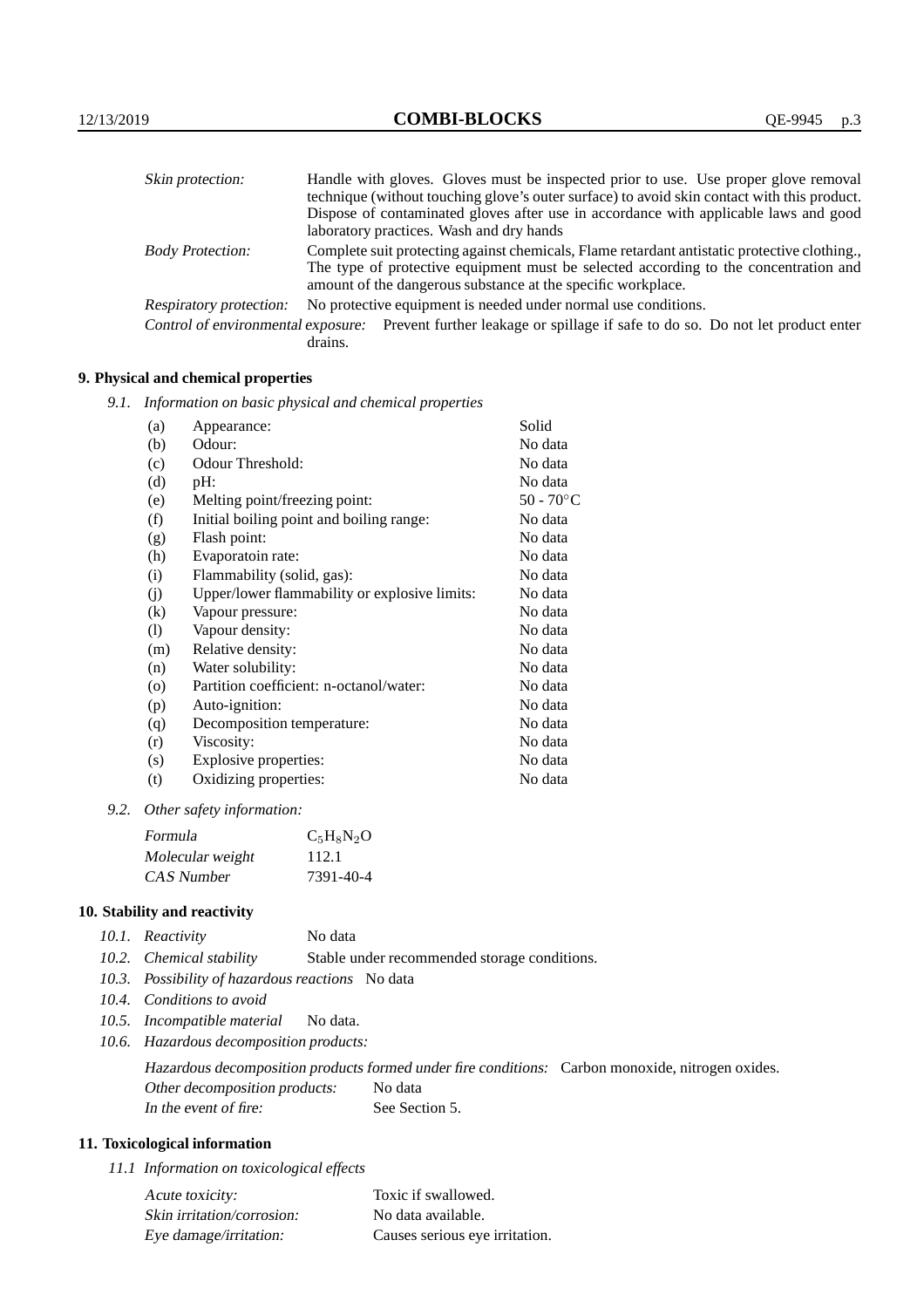| | |
|---|---|
| *Skin protection:* | Handle with gloves. Gloves must be inspected prior to use. Use proper glove removal technique (without touching glove's outer surface) to avoid skin contact with this product. Dispose of contaminated gloves after use in accordance with applicable laws and good laboratory practices. Wash and dry hands |
| *Body Protection:* | Complete suit protecting against chemicals, Flame retardant antistatic protective clothing., The type of protective equipment must be selected according to the concentration and amount of the dangerous substance at the specific workplace. |
| *Respiratory protection:* | No protective equipment is needed under normal use conditions. |
| *Control of environmental exposure:* | Prevent further leakage or spillage if safe to do so. Do not let product enter drains. |

## 9. Physical and chemical properties

*9.1. Information on basic physical and chemical properties*

| | | |
|---|---|---|
| (a) | Appearance: | Solid |
| (b) | Odour: | No data |
| (c) | Odour Threshold: | No data |
| (d) | pH: | No data |
| (e) | Melting point/freezing point: | 50 - 70°C |
| (f) | Initial boiling point and boiling range: | No data |
| (g) | Flash point: | No data |
| (h) | Evaporatoin rate: | No data |
| (i) | Flammability (solid, gas): | No data |
| (j) | Upper/lower flammability or explosive limits: | No data |
| (k) | Vapour pressure: | No data |
| (l) | Vapour density: | No data |
| (m) | Relative density: | No data |
| (n) | Water solubility: | No data |
| (o) | Partition coefficient: n-octanol/water: | No data |
| (p) | Auto-ignition: | No data |
| (q) | Decomposition temperature: | No data |
| (r) | Viscosity: | No data |
| (s) | Explosive properties: | No data |
| (t) | Oxidizing properties: | No data |

*9.2. Other safety information:*

| | |
|---|---|
| *Formula* | $C_5H_8N_2O$ |
| *Molecular weight* | 112.1 |
| *CAS Number* | 7391-40-4 |

## 10. Stability and reactivity

*10.1. Reactivity* No data

*10.2. Chemical stability* Stable under recommended storage conditions.

*10.3. Possibility of hazardous reactions* No data

*10.4. Conditions to avoid*

*10.5. Incompatible material* No data.

*10.6. Hazardous decomposition products:*

*Hazardous decomposition products formed under fire conditions:* Carbon monoxide, nitrogen oxides.

*Other decomposition products:* No data

*In the event of fire:* See Section 5.

## 11. Toxicological information

*11.1 Information on toxicological effects*

| | |
|---|---|
| *Acute toxicity:* | Toxic if swallowed. |
| *Skin irritation/corrosion:* | No data available. |
| *Eye damage/irritation:* | Causes serious eye irritation. |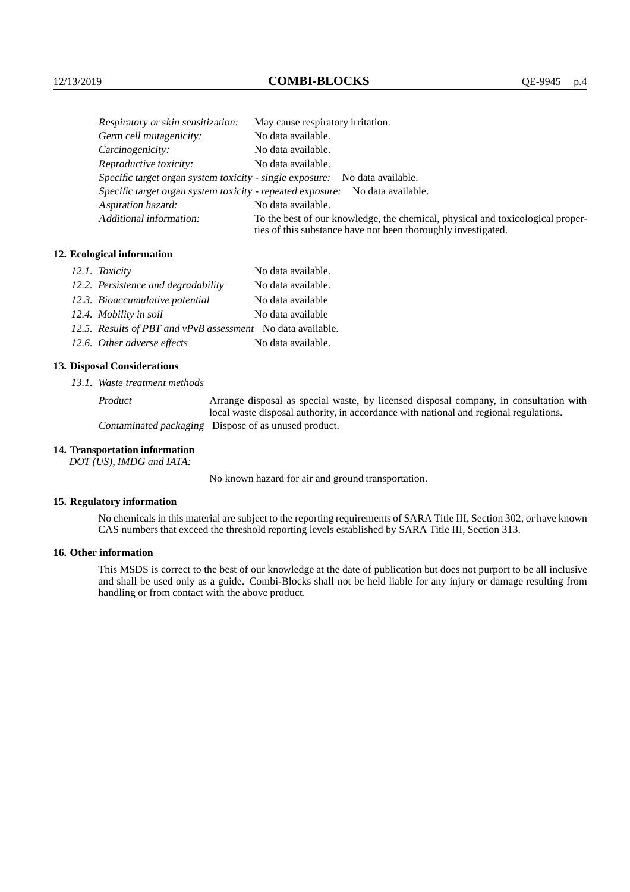| | |
|---|---|
| *Respiratory or skin sensitization:* | May cause respiratory irritation. |
| *Germ cell mutagenicity:* | No data available. |
| *Carcinogenicity:* | No data available. |
| *Reproductive toxicity:* | No data available. |
| *Specific target organ system toxicity - single exposure:* | No data available. |
| *Specific target organ system toxicity - repeated exposure:* | No data available. |
| *Aspiration hazard:* | No data available. |
| *Additional information:* | To the best of our knowledge, the chemical, physical and toxicological properties of this substance have not been thoroughly investigated. |

### 12. Ecological information

| | |
|---|---|
| *12.1. Toxicity* | No data available. |
| *12.2. Persistence and degradability* | No data available. |
| *12.3. Bioaccumulative potential* | No data available |
| *12.4. Mobility in soil* | No data available |
| *12.5. Results of PBT and vPvB assessment* | No data available. |
| *12.6. Other adverse effects* | No data available. |

### 13. Disposal Considerations

*13.1. Waste treatment methods*

| | |
|---|---|
| *Product* | Arrange disposal as special waste, by licensed disposal company, in consultation with local waste disposal authority, in accordance with national and regional regulations. |
| *Contaminated packaging* | Dispose of as unused product. |

### 14. Transportation information

*DOT (US), IMDG and IATA:*

No known hazard for air and ground transportation.

### 15. Regulatory information

No chemicals in this material are subject to the reporting requirements of SARA Title III, Section 302, or have known CAS numbers that exceed the threshold reporting levels established by SARA Title III, Section 313.

### 16. Other information

This MSDS is correct to the best of our knowledge at the date of publication but does not purport to be all inclusive and shall be used only as a guide. Combi-Blocks shall not be held liable for any injury or damage resulting from handling or from contact with the above product.